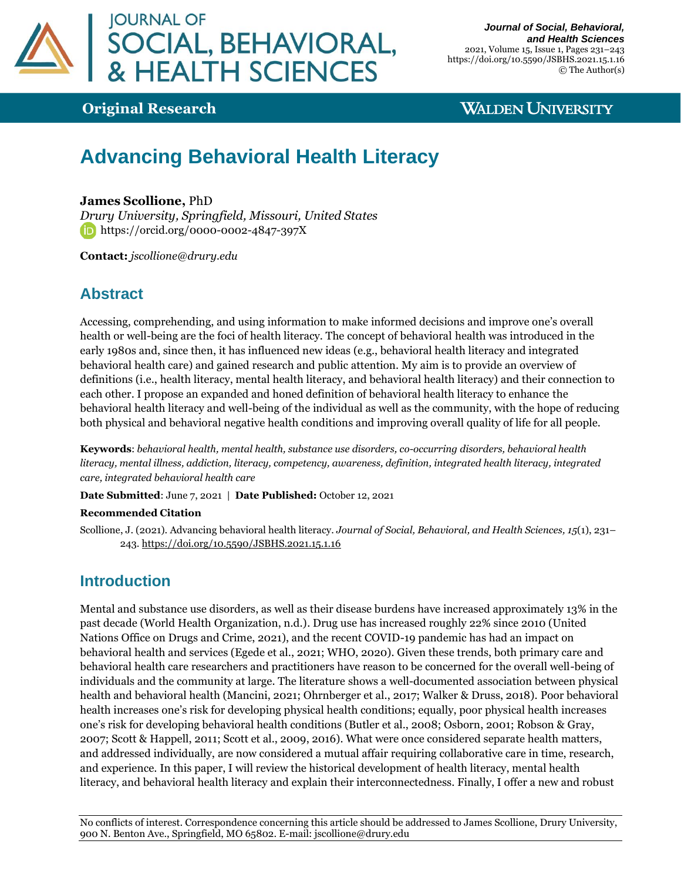**Original Research**

# Advancing Behavioral Health Literacy

**James Scollione,** PhD
*Drury University, Springfield, Missouri, United States*
https://orcid.org/0000-0002-4847-397X

**Contact:** *jscollione@drury.edu*

## Abstract

Accessing, comprehending, and using information to make informed decisions and improve one's overall health or well-being are the foci of health literacy. The concept of behavioral health was introduced in the early 1980s and, since then, it has influenced new ideas (e.g., behavioral health literacy and integrated behavioral health care) and gained research and public attention. My aim is to provide an overview of definitions (i.e., health literacy, mental health literacy, and behavioral health literacy) and their connection to each other. I propose an expanded and honed definition of behavioral health literacy to enhance the behavioral health literacy and well-being of the individual as well as the community, with the hope of reducing both physical and behavioral negative health conditions and improving overall quality of life for all people.

**Keywords**: *behavioral health, mental health, substance use disorders, co-occurring disorders, behavioral health literacy, mental illness, addiction, literacy, competency, awareness, definition, integrated health literacy, integrated care, integrated behavioral health care*

**Date Submitted**: June 7, 2021 | **Date Published:** October 12, 2021

**Recommended Citation**

Scollione, J. (2021). Advancing behavioral health literacy. *Journal of Social, Behavioral, and Health Sciences, 15*(1), 231–243. https://doi.org/10.5590/JSBHS.2021.15.1.16

## Introduction

Mental and substance use disorders, as well as their disease burdens have increased approximately 13% in the past decade (World Health Organization, n.d.). Drug use has increased roughly 22% since 2010 (United Nations Office on Drugs and Crime, 2021), and the recent COVID-19 pandemic has had an impact on behavioral health and services (Egede et al., 2021; WHO, 2020). Given these trends, both primary care and behavioral health care researchers and practitioners have reason to be concerned for the overall well-being of individuals and the community at large. The literature shows a well-documented association between physical health and behavioral health (Mancini, 2021; Ohrnberger et al., 2017; Walker & Druss, 2018). Poor behavioral health increases one's risk for developing physical health conditions; equally, poor physical health increases one's risk for developing behavioral health conditions (Butler et al., 2008; Osborn, 2001; Robson & Gray, 2007; Scott & Happell, 2011; Scott et al., 2009, 2016). What were once considered separate health matters, and addressed individually, are now considered a mutual affair requiring collaborative care in time, research, and experience. In this paper, I will review the historical development of health literacy, mental health literacy, and behavioral health literacy and explain their interconnectedness. Finally, I offer a new and robust

No conflicts of interest. Correspondence concerning this article should be addressed to James Scollione, Drury University, 900 N. Benton Ave., Springfield, MO 65802. E-mail: jscollione@drury.edu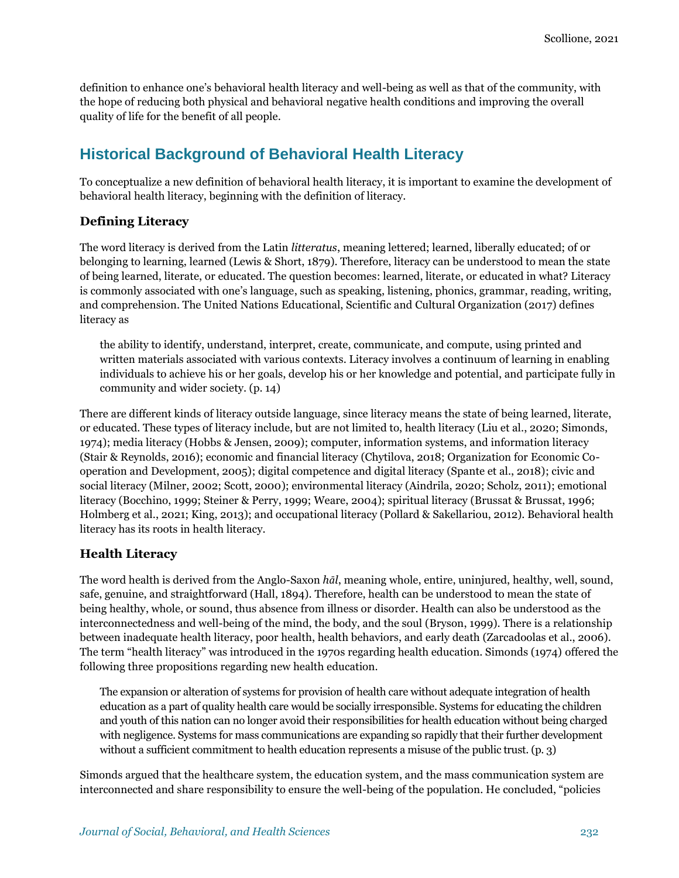definition to enhance one's behavioral health literacy and well-being as well as that of the community, with the hope of reducing both physical and behavioral negative health conditions and improving the overall quality of life for the benefit of all people.

## Historical Background of Behavioral Health Literacy

To conceptualize a new definition of behavioral health literacy, it is important to examine the development of behavioral health literacy, beginning with the definition of literacy.

### Defining Literacy

The word literacy is derived from the Latin *litteratus*, meaning lettered; learned, liberally educated; of or belonging to learning, learned (Lewis & Short, 1879). Therefore, literacy can be understood to mean the state of being learned, literate, or educated. The question becomes: learned, literate, or educated in what? Literacy is commonly associated with one's language, such as speaking, listening, phonics, grammar, reading, writing, and comprehension. The United Nations Educational, Scientific and Cultural Organization (2017) defines literacy as

> the ability to identify, understand, interpret, create, communicate, and compute, using printed and written materials associated with various contexts. Literacy involves a continuum of learning in enabling individuals to achieve his or her goals, develop his or her knowledge and potential, and participate fully in community and wider society. (p. 14)

There are different kinds of literacy outside language, since literacy means the state of being learned, literate, or educated. These types of literacy include, but are not limited to, health literacy (Liu et al., 2020; Simonds, 1974); media literacy (Hobbs & Jensen, 2009); computer, information systems, and information literacy (Stair & Reynolds, 2016); economic and financial literacy (Chytilova, 2018; Organization for Economic Co-operation and Development, 2005); digital competence and digital literacy (Spante et al., 2018); civic and social literacy (Milner, 2002; Scott, 2000); environmental literacy (Aindrila, 2020; Scholz, 2011); emotional literacy (Bocchino, 1999; Steiner & Perry, 1999; Weare, 2004); spiritual literacy (Brussat & Brussat, 1996; Holmberg et al., 2021; King, 2013); and occupational literacy (Pollard & Sakellariou, 2012). Behavioral health literacy has its roots in health literacy.

### Health Literacy

The word health is derived from the Anglo-Saxon *hāl*, meaning whole, entire, uninjured, healthy, well, sound, safe, genuine, and straightforward (Hall, 1894). Therefore, health can be understood to mean the state of being healthy, whole, or sound, thus absence from illness or disorder. Health can also be understood as the interconnectedness and well-being of the mind, the body, and the soul (Bryson, 1999). There is a relationship between inadequate health literacy, poor health, health behaviors, and early death (Zarcadoolas et al., 2006). The term "health literacy" was introduced in the 1970s regarding health education. Simonds (1974) offered the following three propositions regarding new health education.

> The expansion or alteration of systems for provision of health care without adequate integration of health education as a part of quality health care would be socially irresponsible. Systems for educating the children and youth of this nation can no longer avoid their responsibilities for health education without being charged with negligence. Systems for mass communications are expanding so rapidly that their further development without a sufficient commitment to health education represents a misuse of the public trust. (p. 3)

Simonds argued that the healthcare system, the education system, and the mass communication system are interconnected and share responsibility to ensure the well-being of the population. He concluded, "policies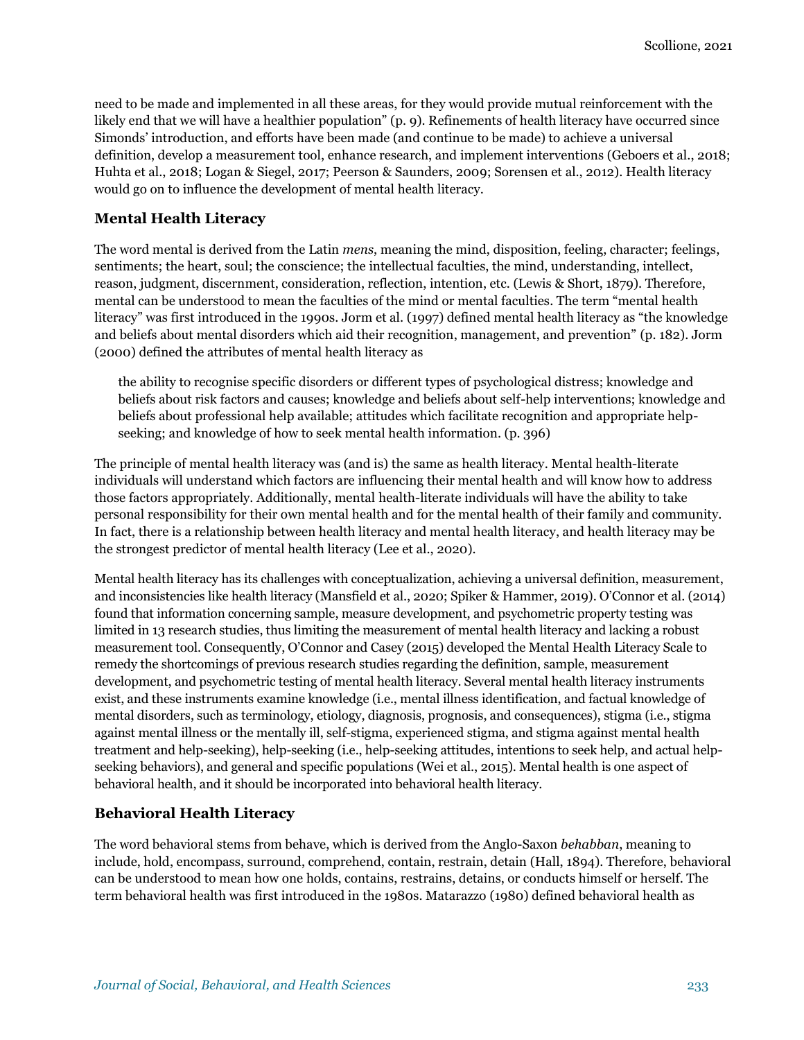need to be made and implemented in all these areas, for they would provide mutual reinforcement with the likely end that we will have a healthier population" (p. 9). Refinements of health literacy have occurred since Simonds' introduction, and efforts have been made (and continue to be made) to achieve a universal definition, develop a measurement tool, enhance research, and implement interventions (Geboers et al., 2018; Huhta et al., 2018; Logan & Siegel, 2017; Peerson & Saunders, 2009; Sorensen et al., 2012). Health literacy would go on to influence the development of mental health literacy.

### Mental Health Literacy

The word mental is derived from the Latin *mens*, meaning the mind, disposition, feeling, character; feelings, sentiments; the heart, soul; the conscience; the intellectual faculties, the mind, understanding, intellect, reason, judgment, discernment, consideration, reflection, intention, etc. (Lewis & Short, 1879). Therefore, mental can be understood to mean the faculties of the mind or mental faculties. The term "mental health literacy" was first introduced in the 1990s. Jorm et al. (1997) defined mental health literacy as "the knowledge and beliefs about mental disorders which aid their recognition, management, and prevention" (p. 182). Jorm (2000) defined the attributes of mental health literacy as

> the ability to recognise specific disorders or different types of psychological distress; knowledge and beliefs about risk factors and causes; knowledge and beliefs about self-help interventions; knowledge and beliefs about professional help available; attitudes which facilitate recognition and appropriate help-seeking; and knowledge of how to seek mental health information. (p. 396)

The principle of mental health literacy was (and is) the same as health literacy. Mental health-literate individuals will understand which factors are influencing their mental health and will know how to address those factors appropriately. Additionally, mental health-literate individuals will have the ability to take personal responsibility for their own mental health and for the mental health of their family and community. In fact, there is a relationship between health literacy and mental health literacy, and health literacy may be the strongest predictor of mental health literacy (Lee et al., 2020).

Mental health literacy has its challenges with conceptualization, achieving a universal definition, measurement, and inconsistencies like health literacy (Mansfield et al., 2020; Spiker & Hammer, 2019). O'Connor et al. (2014) found that information concerning sample, measure development, and psychometric property testing was limited in 13 research studies, thus limiting the measurement of mental health literacy and lacking a robust measurement tool. Consequently, O'Connor and Casey (2015) developed the Mental Health Literacy Scale to remedy the shortcomings of previous research studies regarding the definition, sample, measurement development, and psychometric testing of mental health literacy. Several mental health literacy instruments exist, and these instruments examine knowledge (i.e., mental illness identification, and factual knowledge of mental disorders, such as terminology, etiology, diagnosis, prognosis, and consequences), stigma (i.e., stigma against mental illness or the mentally ill, self-stigma, experienced stigma, and stigma against mental health treatment and help-seeking), help-seeking (i.e., help-seeking attitudes, intentions to seek help, and actual help-seeking behaviors), and general and specific populations (Wei et al., 2015). Mental health is one aspect of behavioral health, and it should be incorporated into behavioral health literacy.

### Behavioral Health Literacy

The word behavioral stems from behave, which is derived from the Anglo-Saxon *behabban*, meaning to include, hold, encompass, surround, comprehend, contain, restrain, detain (Hall, 1894). Therefore, behavioral can be understood to mean how one holds, contains, restrains, detains, or conducts himself or herself. The term behavioral health was first introduced in the 1980s. Matarazzo (1980) defined behavioral health as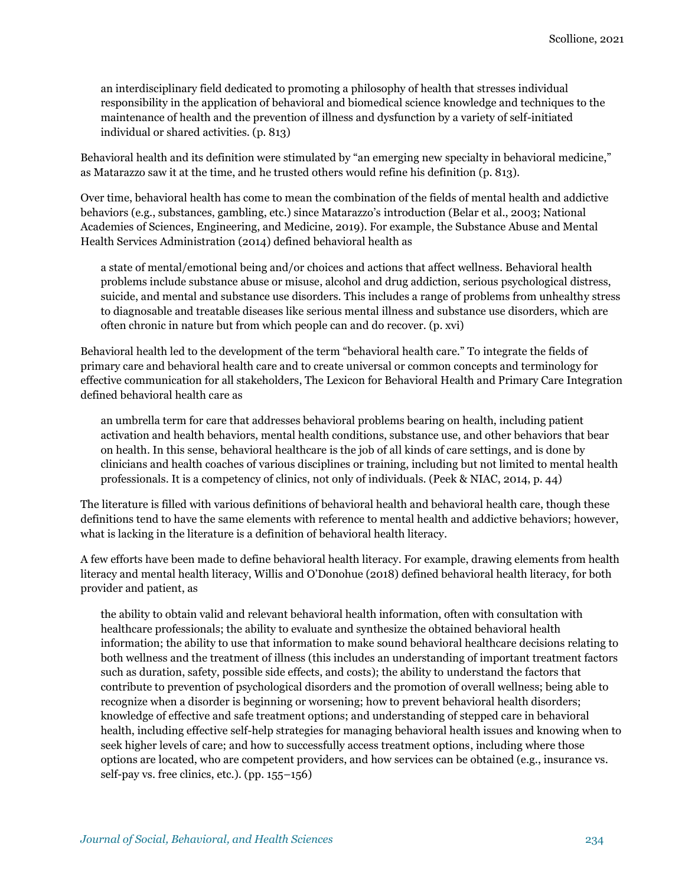> an interdisciplinary field dedicated to promoting a philosophy of health that stresses individual responsibility in the application of behavioral and biomedical science knowledge and techniques to the maintenance of health and the prevention of illness and dysfunction by a variety of self-initiated individual or shared activities. (p. 813)

Behavioral health and its definition were stimulated by "an emerging new specialty in behavioral medicine," as Matarazzo saw it at the time, and he trusted others would refine his definition (p. 813).

Over time, behavioral health has come to mean the combination of the fields of mental health and addictive behaviors (e.g., substances, gambling, etc.) since Matarazzo's introduction (Belar et al., 2003; National Academies of Sciences, Engineering, and Medicine, 2019). For example, the Substance Abuse and Mental Health Services Administration (2014) defined behavioral health as

> a state of mental/emotional being and/or choices and actions that affect wellness. Behavioral health problems include substance abuse or misuse, alcohol and drug addiction, serious psychological distress, suicide, and mental and substance use disorders. This includes a range of problems from unhealthy stress to diagnosable and treatable diseases like serious mental illness and substance use disorders, which are often chronic in nature but from which people can and do recover. (p. xvi)

Behavioral health led to the development of the term "behavioral health care." To integrate the fields of primary care and behavioral health care and to create universal or common concepts and terminology for effective communication for all stakeholders, The Lexicon for Behavioral Health and Primary Care Integration defined behavioral health care as

> an umbrella term for care that addresses behavioral problems bearing on health, including patient activation and health behaviors, mental health conditions, substance use, and other behaviors that bear on health. In this sense, behavioral healthcare is the job of all kinds of care settings, and is done by clinicians and health coaches of various disciplines or training, including but not limited to mental health professionals. It is a competency of clinics, not only of individuals. (Peek & NIAC, 2014, p. 44)

The literature is filled with various definitions of behavioral health and behavioral health care, though these definitions tend to have the same elements with reference to mental health and addictive behaviors; however, what is lacking in the literature is a definition of behavioral health literacy.

A few efforts have been made to define behavioral health literacy. For example, drawing elements from health literacy and mental health literacy, Willis and O'Donohue (2018) defined behavioral health literacy, for both provider and patient, as

> the ability to obtain valid and relevant behavioral health information, often with consultation with healthcare professionals; the ability to evaluate and synthesize the obtained behavioral health information; the ability to use that information to make sound behavioral healthcare decisions relating to both wellness and the treatment of illness (this includes an understanding of important treatment factors such as duration, safety, possible side effects, and costs); the ability to understand the factors that contribute to prevention of psychological disorders and the promotion of overall wellness; being able to recognize when a disorder is beginning or worsening; how to prevent behavioral health disorders; knowledge of effective and safe treatment options; and understanding of stepped care in behavioral health, including effective self-help strategies for managing behavioral health issues and knowing when to seek higher levels of care; and how to successfully access treatment options, including where those options are located, who are competent providers, and how services can be obtained (e.g., insurance vs. self-pay vs. free clinics, etc.). (pp. 155–156)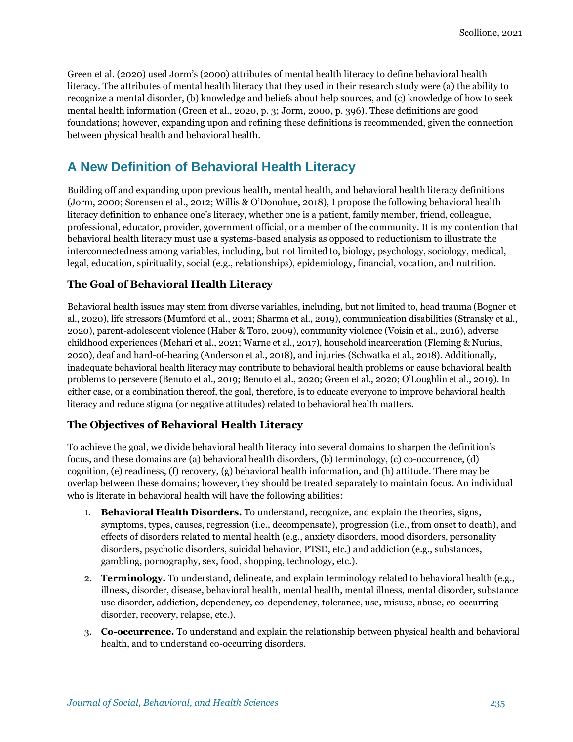Green et al. (2020) used Jorm's (2000) attributes of mental health literacy to define behavioral health literacy. The attributes of mental health literacy that they used in their research study were (a) the ability to recognize a mental disorder, (b) knowledge and beliefs about help sources, and (c) knowledge of how to seek mental health information (Green et al., 2020, p. 3; Jorm, 2000, p. 396). These definitions are good foundations; however, expanding upon and refining these definitions is recommended, given the connection between physical health and behavioral health.

## A New Definition of Behavioral Health Literacy

Building off and expanding upon previous health, mental health, and behavioral health literacy definitions (Jorm, 2000; Sorensen et al., 2012; Willis & O'Donohue, 2018), I propose the following behavioral health literacy definition to enhance one's literacy, whether one is a patient, family member, friend, colleague, professional, educator, provider, government official, or a member of the community. It is my contention that behavioral health literacy must use a systems-based analysis as opposed to reductionism to illustrate the interconnectedness among variables, including, but not limited to, biology, psychology, sociology, medical, legal, education, spirituality, social (e.g., relationships), epidemiology, financial, vocation, and nutrition.

### The Goal of Behavioral Health Literacy

Behavioral health issues may stem from diverse variables, including, but not limited to, head trauma (Bogner et al., 2020), life stressors (Mumford et al., 2021; Sharma et al., 2019), communication disabilities (Stransky et al., 2020), parent-adolescent violence (Haber & Toro, 2009), community violence (Voisin et al., 2016), adverse childhood experiences (Mehari et al., 2021; Warne et al., 2017), household incarceration (Fleming & Nurius, 2020), deaf and hard-of-hearing (Anderson et al., 2018), and injuries (Schwatka et al., 2018). Additionally, inadequate behavioral health literacy may contribute to behavioral health problems or cause behavioral health problems to persevere (Benuto et al., 2019; Benuto et al., 2020; Green et al., 2020; O'Loughlin et al., 2019). In either case, or a combination thereof, the goal, therefore, is to educate everyone to improve behavioral health literacy and reduce stigma (or negative attitudes) related to behavioral health matters.

### The Objectives of Behavioral Health Literacy

To achieve the goal, we divide behavioral health literacy into several domains to sharpen the definition's focus, and these domains are (a) behavioral health disorders, (b) terminology, (c) co-occurrence, (d) cognition, (e) readiness, (f) recovery, (g) behavioral health information, and (h) attitude. There may be overlap between these domains; however, they should be treated separately to maintain focus. An individual who is literate in behavioral health will have the following abilities:

1. **Behavioral Health Disorders.** To understand, recognize, and explain the theories, signs, symptoms, types, causes, regression (i.e., decompensate), progression (i.e., from onset to death), and effects of disorders related to mental health (e.g., anxiety disorders, mood disorders, personality disorders, psychotic disorders, suicidal behavior, PTSD, etc.) and addiction (e.g., substances, gambling, pornography, sex, food, shopping, technology, etc.).
2. **Terminology.** To understand, delineate, and explain terminology related to behavioral health (e.g., illness, disorder, disease, behavioral health, mental health, mental illness, mental disorder, substance use disorder, addiction, dependency, co-dependency, tolerance, use, misuse, abuse, co-occurring disorder, recovery, relapse, etc.).
3. **Co-occurrence.** To understand and explain the relationship between physical health and behavioral health, and to understand co-occurring disorders.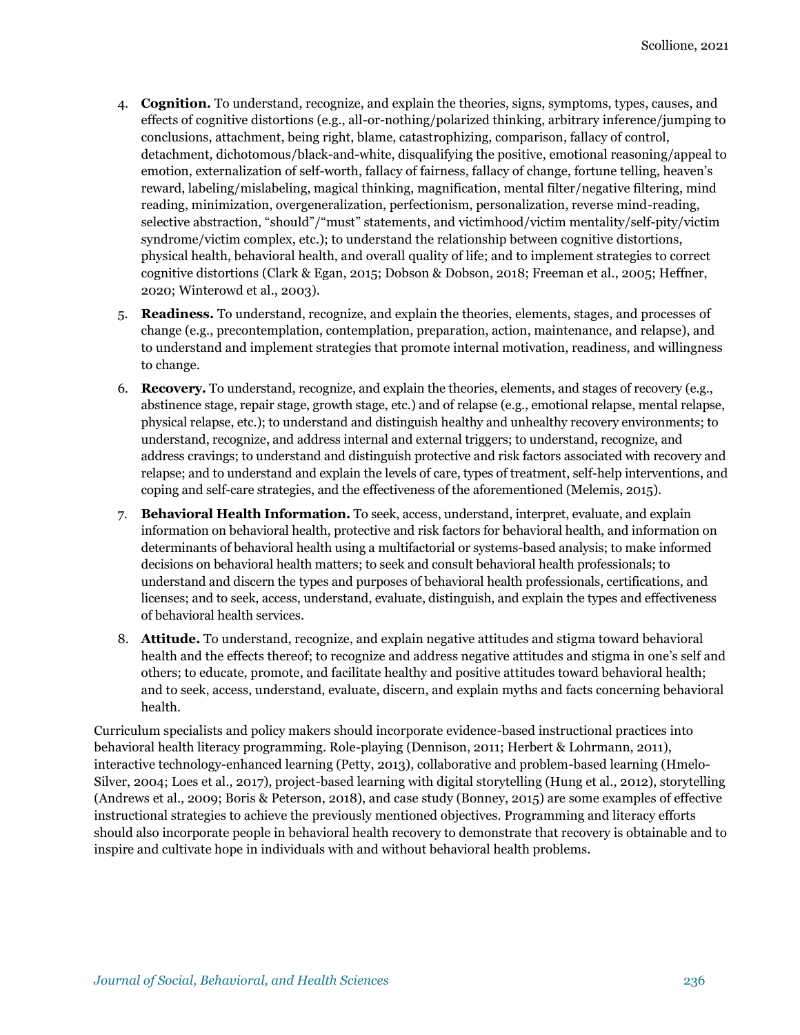4. **Cognition.** To understand, recognize, and explain the theories, signs, symptoms, types, causes, and effects of cognitive distortions (e.g., all-or-nothing/polarized thinking, arbitrary inference/jumping to conclusions, attachment, being right, blame, catastrophizing, comparison, fallacy of control, detachment, dichotomous/black-and-white, disqualifying the positive, emotional reasoning/appeal to emotion, externalization of self-worth, fallacy of fairness, fallacy of change, fortune telling, heaven's reward, labeling/mislabeling, magical thinking, magnification, mental filter/negative filtering, mind reading, minimization, overgeneralization, perfectionism, personalization, reverse mind-reading, selective abstraction, "should"/"must" statements, and victimhood/victim mentality/self-pity/victim syndrome/victim complex, etc.); to understand the relationship between cognitive distortions, physical health, behavioral health, and overall quality of life; and to implement strategies to correct cognitive distortions (Clark & Egan, 2015; Dobson & Dobson, 2018; Freeman et al., 2005; Heffner, 2020; Winterowd et al., 2003).

5. **Readiness.** To understand, recognize, and explain the theories, elements, stages, and processes of change (e.g., precontemplation, contemplation, preparation, action, maintenance, and relapse), and to understand and implement strategies that promote internal motivation, readiness, and willingness to change.

6. **Recovery.** To understand, recognize, and explain the theories, elements, and stages of recovery (e.g., abstinence stage, repair stage, growth stage, etc.) and of relapse (e.g., emotional relapse, mental relapse, physical relapse, etc.); to understand and distinguish healthy and unhealthy recovery environments; to understand, recognize, and address internal and external triggers; to understand, recognize, and address cravings; to understand and distinguish protective and risk factors associated with recovery and relapse; and to understand and explain the levels of care, types of treatment, self-help interventions, and coping and self-care strategies, and the effectiveness of the aforementioned (Melemis, 2015).

7. **Behavioral Health Information.** To seek, access, understand, interpret, evaluate, and explain information on behavioral health, protective and risk factors for behavioral health, and information on determinants of behavioral health using a multifactorial or systems-based analysis; to make informed decisions on behavioral health matters; to seek and consult behavioral health professionals; to understand and discern the types and purposes of behavioral health professionals, certifications, and licenses; and to seek, access, understand, evaluate, distinguish, and explain the types and effectiveness of behavioral health services.

8. **Attitude.** To understand, recognize, and explain negative attitudes and stigma toward behavioral health and the effects thereof; to recognize and address negative attitudes and stigma in one's self and others; to educate, promote, and facilitate healthy and positive attitudes toward behavioral health; and to seek, access, understand, evaluate, discern, and explain myths and facts concerning behavioral health.

Curriculum specialists and policy makers should incorporate evidence-based instructional practices into behavioral health literacy programming. Role-playing (Dennison, 2011; Herbert & Lohrmann, 2011), interactive technology-enhanced learning (Petty, 2013), collaborative and problem-based learning (Hmelo-Silver, 2004; Loes et al., 2017), project-based learning with digital storytelling (Hung et al., 2012), storytelling (Andrews et al., 2009; Boris & Peterson, 2018), and case study (Bonney, 2015) are some examples of effective instructional strategies to achieve the previously mentioned objectives. Programming and literacy efforts should also incorporate people in behavioral health recovery to demonstrate that recovery is obtainable and to inspire and cultivate hope in individuals with and without behavioral health problems.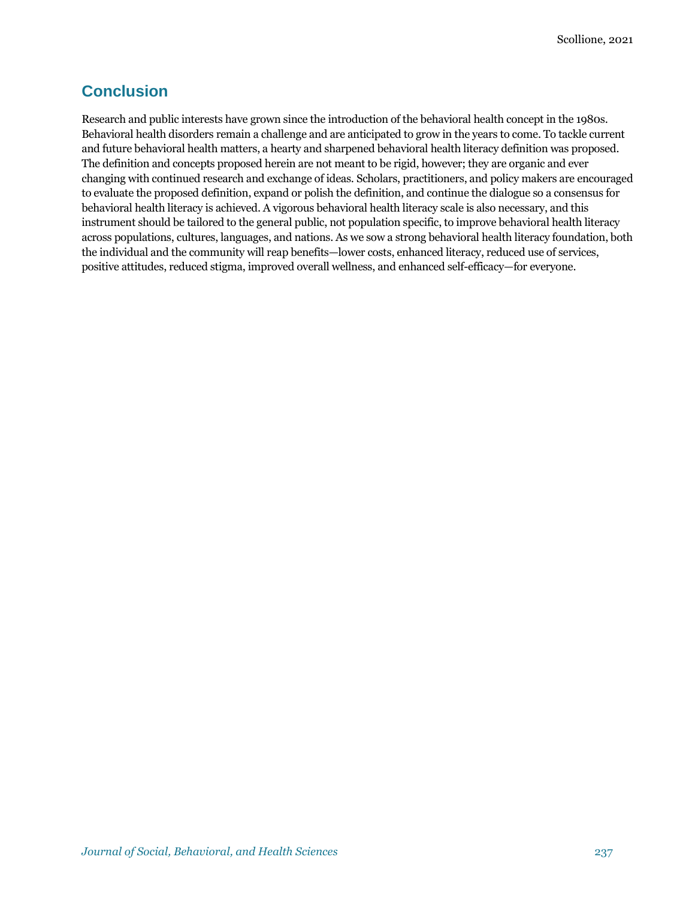## Conclusion

Research and public interests have grown since the introduction of the behavioral health concept in the 1980s. Behavioral health disorders remain a challenge and are anticipated to grow in the years to come. To tackle current and future behavioral health matters, a hearty and sharpened behavioral health literacy definition was proposed. The definition and concepts proposed herein are not meant to be rigid, however; they are organic and ever changing with continued research and exchange of ideas. Scholars, practitioners, and policy makers are encouraged to evaluate the proposed definition, expand or polish the definition, and continue the dialogue so a consensus for behavioral health literacy is achieved. A vigorous behavioral health literacy scale is also necessary, and this instrument should be tailored to the general public, not population specific, to improve behavioral health literacy across populations, cultures, languages, and nations. As we sow a strong behavioral health literacy foundation, both the individual and the community will reap benefits—lower costs, enhanced literacy, reduced use of services, positive attitudes, reduced stigma, improved overall wellness, and enhanced self-efficacy—for everyone.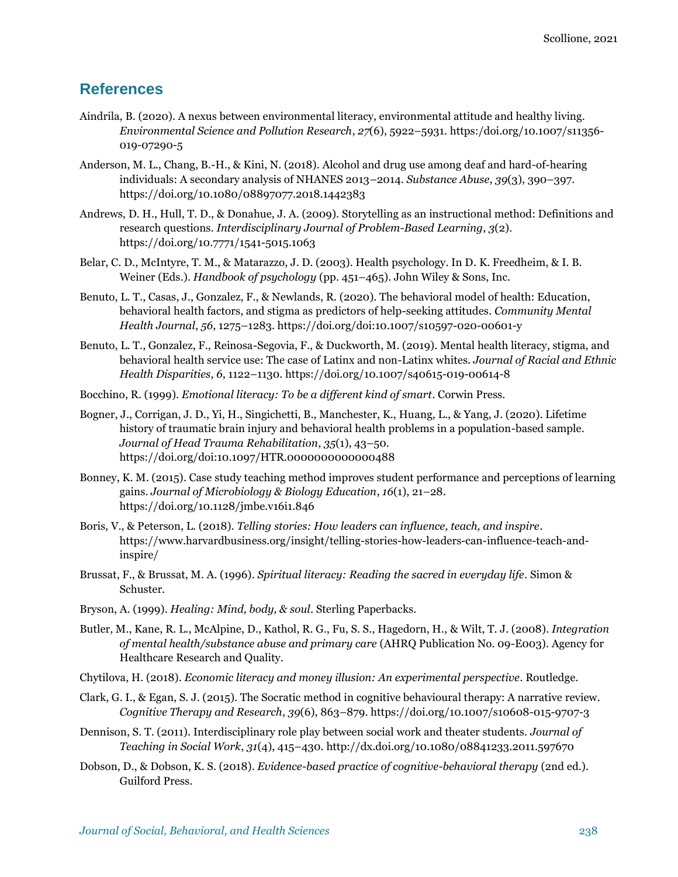## References

Aindrila, B. (2020). A nexus between environmental literacy, environmental attitude and healthy living. *Environmental Science and Pollution Research*, *27*(6), 5922–5931. https:/doi.org/10.1007/s11356-019-07290-5

Anderson, M. L., Chang, B.-H., & Kini, N. (2018). Alcohol and drug use among deaf and hard-of-hearing individuals: A secondary analysis of NHANES 2013–2014. *Substance Abuse*, *39*(3), 390–397. https://doi.org/10.1080/08897077.2018.1442383

Andrews, D. H., Hull, T. D., & Donahue, J. A. (2009). Storytelling as an instructional method: Definitions and research questions. *Interdisciplinary Journal of Problem-Based Learning*, *3*(2). https://doi.org/10.7771/1541-5015.1063

Belar, C. D., McIntyre, T. M., & Matarazzo, J. D. (2003). Health psychology. In D. K. Freedheim, & I. B. Weiner (Eds.). *Handbook of psychology* (pp. 451–465). John Wiley & Sons, Inc.

Benuto, L. T., Casas, J., Gonzalez, F., & Newlands, R. (2020). The behavioral model of health: Education, behavioral health factors, and stigma as predictors of help-seeking attitudes. *Community Mental Health Journal*, *56*, 1275–1283. https://doi.org/doi:10.1007/s10597-020-00601-y

Benuto, L. T., Gonzalez, F., Reinosa-Segovia, F., & Duckworth, M. (2019). Mental health literacy, stigma, and behavioral health service use: The case of Latinx and non-Latinx whites. *Journal of Racial and Ethnic Health Disparities*, *6*, 1122–1130. https://doi.org/10.1007/s40615-019-00614-8

Bocchino, R. (1999). *Emotional literacy: To be a different kind of smart*. Corwin Press.

Bogner, J., Corrigan, J. D., Yi, H., Singichetti, B., Manchester, K., Huang, L., & Yang, J. (2020). Lifetime history of traumatic brain injury and behavioral health problems in a population-based sample. *Journal of Head Trauma Rehabilitation*, *35*(1), 43–50. https://doi.org/doi:10.1097/HTR.0000000000000488

Bonney, K. M. (2015). Case study teaching method improves student performance and perceptions of learning gains. *Journal of Microbiology & Biology Education*, *16*(1), 21–28. https://doi.org/10.1128/jmbe.v16i1.846

Boris, V., & Peterson, L. (2018). *Telling stories: How leaders can influence, teach, and inspire*. https://www.harvardbusiness.org/insight/telling-stories-how-leaders-can-influence-teach-and-inspire/

Brussat, F., & Brussat, M. A. (1996). *Spiritual literacy: Reading the sacred in everyday life*. Simon & Schuster.

Bryson, A. (1999). *Healing: Mind, body, & soul*. Sterling Paperbacks.

Butler, M., Kane, R. L., McAlpine, D., Kathol, R. G., Fu, S. S., Hagedorn, H., & Wilt, T. J. (2008). *Integration of mental health/substance abuse and primary care* (AHRQ Publication No. 09-E003). Agency for Healthcare Research and Quality.

Chytilova, H. (2018). *Economic literacy and money illusion: An experimental perspective*. Routledge.

Clark, G. I., & Egan, S. J. (2015). The Socratic method in cognitive behavioural therapy: A narrative review. *Cognitive Therapy and Research*, *39*(6), 863–879. https://doi.org/10.1007/s10608-015-9707-3

Dennison, S. T. (2011). Interdisciplinary role play between social work and theater students. *Journal of Teaching in Social Work*, *31*(4), 415–430. http://dx.doi.org/10.1080/08841233.2011.597670

Dobson, D., & Dobson, K. S. (2018). *Evidence-based practice of cognitive-behavioral therapy* (2nd ed.). Guilford Press.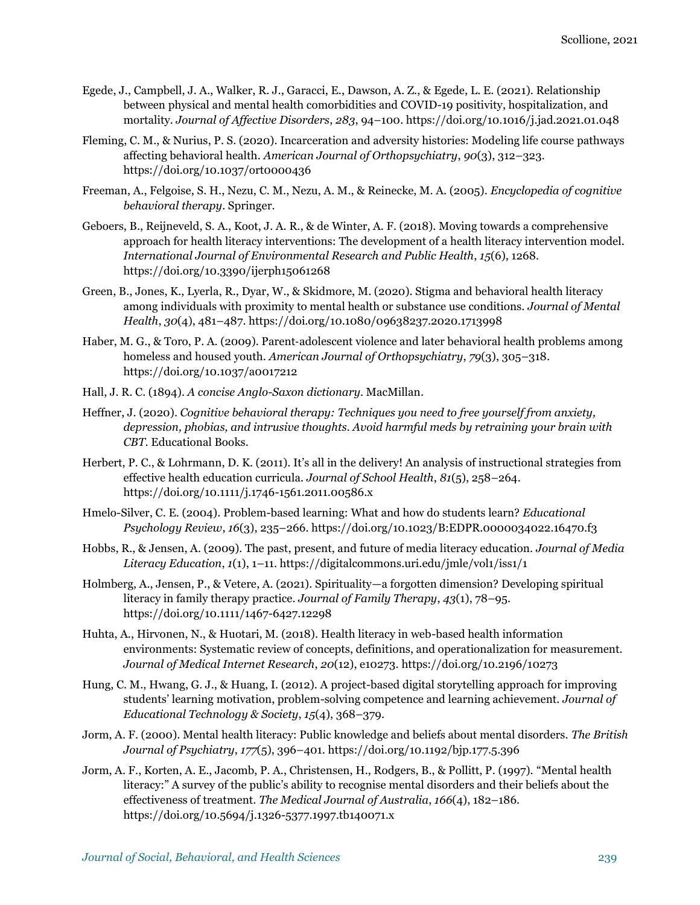Egede, J., Campbell, J. A., Walker, R. J., Garacci, E., Dawson, A. Z., & Egede, L. E. (2021). Relationship between physical and mental health comorbidities and COVID-19 positivity, hospitalization, and mortality. *Journal of Affective Disorders*, *283*, 94–100. https://doi.org/10.1016/j.jad.2021.01.048

Fleming, C. M., & Nurius, P. S. (2020). Incarceration and adversity histories: Modeling life course pathways affecting behavioral health. *American Journal of Orthopsychiatry*, *90*(3), 312–323. https://doi.org/10.1037/ort0000436

Freeman, A., Felgoise, S. H., Nezu, C. M., Nezu, A. M., & Reinecke, M. A. (2005). *Encyclopedia of cognitive behavioral therapy*. Springer.

Geboers, B., Reijneveld, S. A., Koot, J. A. R., & de Winter, A. F. (2018). Moving towards a comprehensive approach for health literacy interventions: The development of a health literacy intervention model. *International Journal of Environmental Research and Public Health*, *15*(6), 1268. https://doi.org/10.3390/ijerph15061268

Green, B., Jones, K., Lyerla, R., Dyar, W., & Skidmore, M. (2020). Stigma and behavioral health literacy among individuals with proximity to mental health or substance use conditions. *Journal of Mental Health*, *30*(4), 481–487. https://doi.org/10.1080/09638237.2020.1713998

Haber, M. G., & Toro, P. A. (2009). Parent-adolescent violence and later behavioral health problems among homeless and housed youth. *American Journal of Orthopsychiatry*, *79*(3), 305–318. https://doi.org/10.1037/a0017212

Hall, J. R. C. (1894). *A concise Anglo-Saxon dictionary*. MacMillan.

Heffner, J. (2020). *Cognitive behavioral therapy: Techniques you need to free yourself from anxiety, depression, phobias, and intrusive thoughts. Avoid harmful meds by retraining your brain with CBT*. Educational Books.

Herbert, P. C., & Lohrmann, D. K. (2011). It's all in the delivery! An analysis of instructional strategies from effective health education curricula. *Journal of School Health*, *81*(5), 258–264. https://doi.org/10.1111/j.1746-1561.2011.00586.x

Hmelo-Silver, C. E. (2004). Problem-based learning: What and how do students learn? *Educational Psychology Review*, *16*(3), 235–266. https://doi.org/10.1023/B:EDPR.0000034022.16470.f3

Hobbs, R., & Jensen, A. (2009). The past, present, and future of media literacy education. *Journal of Media Literacy Education*, *1*(1), 1–11. https://digitalcommons.uri.edu/jmle/vol1/iss1/1

Holmberg, A., Jensen, P., & Vetere, A. (2021). Spirituality—a forgotten dimension? Developing spiritual literacy in family therapy practice. *Journal of Family Therapy*, *43*(1), 78–95. https://doi.org/10.1111/1467-6427.12298

Huhta, A., Hirvonen, N., & Huotari, M. (2018). Health literacy in web-based health information environments: Systematic review of concepts, definitions, and operationalization for measurement. *Journal of Medical Internet Research*, *20*(12), e10273. https://doi.org/10.2196/10273

Hung, C. M., Hwang, G. J., & Huang, I. (2012). A project-based digital storytelling approach for improving students' learning motivation, problem-solving competence and learning achievement. *Journal of Educational Technology & Society*, *15*(4), 368–379.

Jorm, A. F. (2000). Mental health literacy: Public knowledge and beliefs about mental disorders. *The British Journal of Psychiatry*, *177*(5), 396–401. https://doi.org/10.1192/bjp.177.5.396

Jorm, A. F., Korten, A. E., Jacomb, P. A., Christensen, H., Rodgers, B., & Pollitt, P. (1997). "Mental health literacy:" A survey of the public's ability to recognise mental disorders and their beliefs about the effectiveness of treatment. *The Medical Journal of Australia*, *166*(4), 182–186. https://doi.org/10.5694/j.1326-5377.1997.tb140071.x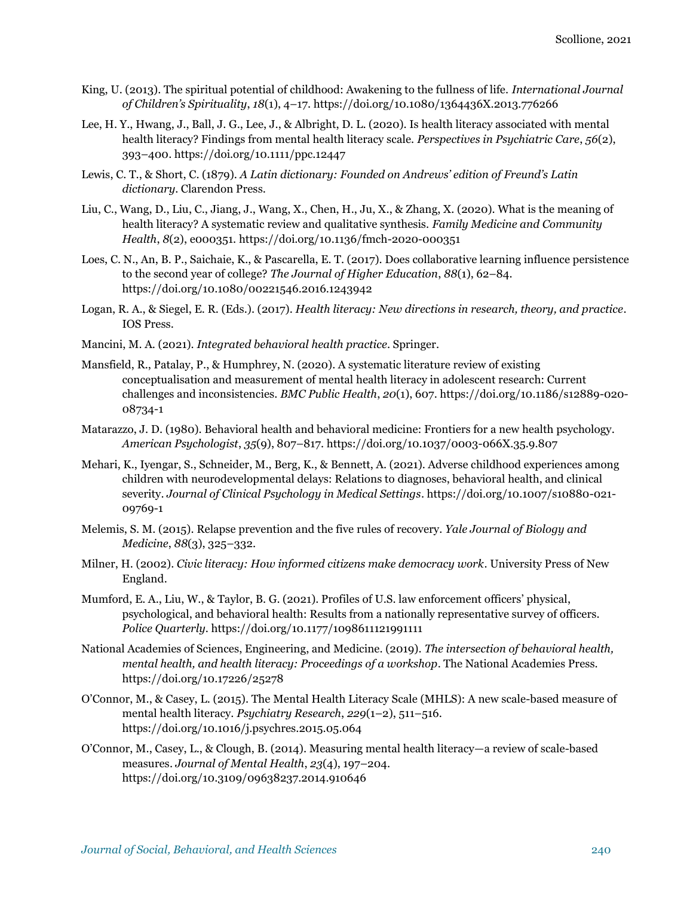King, U. (2013). The spiritual potential of childhood: Awakening to the fullness of life. *International Journal of Children's Spirituality*, *18*(1), 4–17. https://doi.org/10.1080/1364436X.2013.776266

Lee, H. Y., Hwang, J., Ball, J. G., Lee, J., & Albright, D. L. (2020). Is health literacy associated with mental health literacy? Findings from mental health literacy scale. *Perspectives in Psychiatric Care*, *56*(2), 393–400. https://doi.org/10.1111/ppc.12447

Lewis, C. T., & Short, C. (1879). *A Latin dictionary: Founded on Andrews' edition of Freund's Latin dictionary*. Clarendon Press.

Liu, C., Wang, D., Liu, C., Jiang, J., Wang, X., Chen, H., Ju, X., & Zhang, X. (2020). What is the meaning of health literacy? A systematic review and qualitative synthesis. *Family Medicine and Community Health*, *8*(2), e000351. https://doi.org/10.1136/fmch-2020-000351

Loes, C. N., An, B. P., Saichaie, K., & Pascarella, E. T. (2017). Does collaborative learning influence persistence to the second year of college? *The Journal of Higher Education*, *88*(1), 62–84. https://doi.org/10.1080/00221546.2016.1243942

Logan, R. A., & Siegel, E. R. (Eds.). (2017). *Health literacy: New directions in research, theory, and practice*. IOS Press.

Mancini, M. A. (2021). *Integrated behavioral health practice*. Springer.

Mansfield, R., Patalay, P., & Humphrey, N. (2020). A systematic literature review of existing conceptualisation and measurement of mental health literacy in adolescent research: Current challenges and inconsistencies. *BMC Public Health*, *20*(1), 607. https://doi.org/10.1186/s12889-020-08734-1

Matarazzo, J. D. (1980). Behavioral health and behavioral medicine: Frontiers for a new health psychology. *American Psychologist*, *35*(9), 807–817. https://doi.org/10.1037/0003-066X.35.9.807

Mehari, K., Iyengar, S., Schneider, M., Berg, K., & Bennett, A. (2021). Adverse childhood experiences among children with neurodevelopmental delays: Relations to diagnoses, behavioral health, and clinical severity. *Journal of Clinical Psychology in Medical Settings*. https://doi.org/10.1007/s10880-021-09769-1

Melemis, S. M. (2015). Relapse prevention and the five rules of recovery. *Yale Journal of Biology and Medicine*, *88*(3), 325–332.

Milner, H. (2002). *Civic literacy: How informed citizens make democracy work*. University Press of New England.

Mumford, E. A., Liu, W., & Taylor, B. G. (2021). Profiles of U.S. law enforcement officers' physical, psychological, and behavioral health: Results from a nationally representative survey of officers. *Police Quarterly*. https://doi.org/10.1177/1098611121991111

National Academies of Sciences, Engineering, and Medicine. (2019). *The intersection of behavioral health, mental health, and health literacy: Proceedings of a workshop*. The National Academies Press. https://doi.org/10.17226/25278

O'Connor, M., & Casey, L. (2015). The Mental Health Literacy Scale (MHLS): A new scale-based measure of mental health literacy. *Psychiatry Research*, *229*(1–2), 511–516. https://doi.org/10.1016/j.psychres.2015.05.064

O'Connor, M., Casey, L., & Clough, B. (2014). Measuring mental health literacy—a review of scale-based measures. *Journal of Mental Health*, *23*(4), 197–204. https://doi.org/10.3109/09638237.2014.910646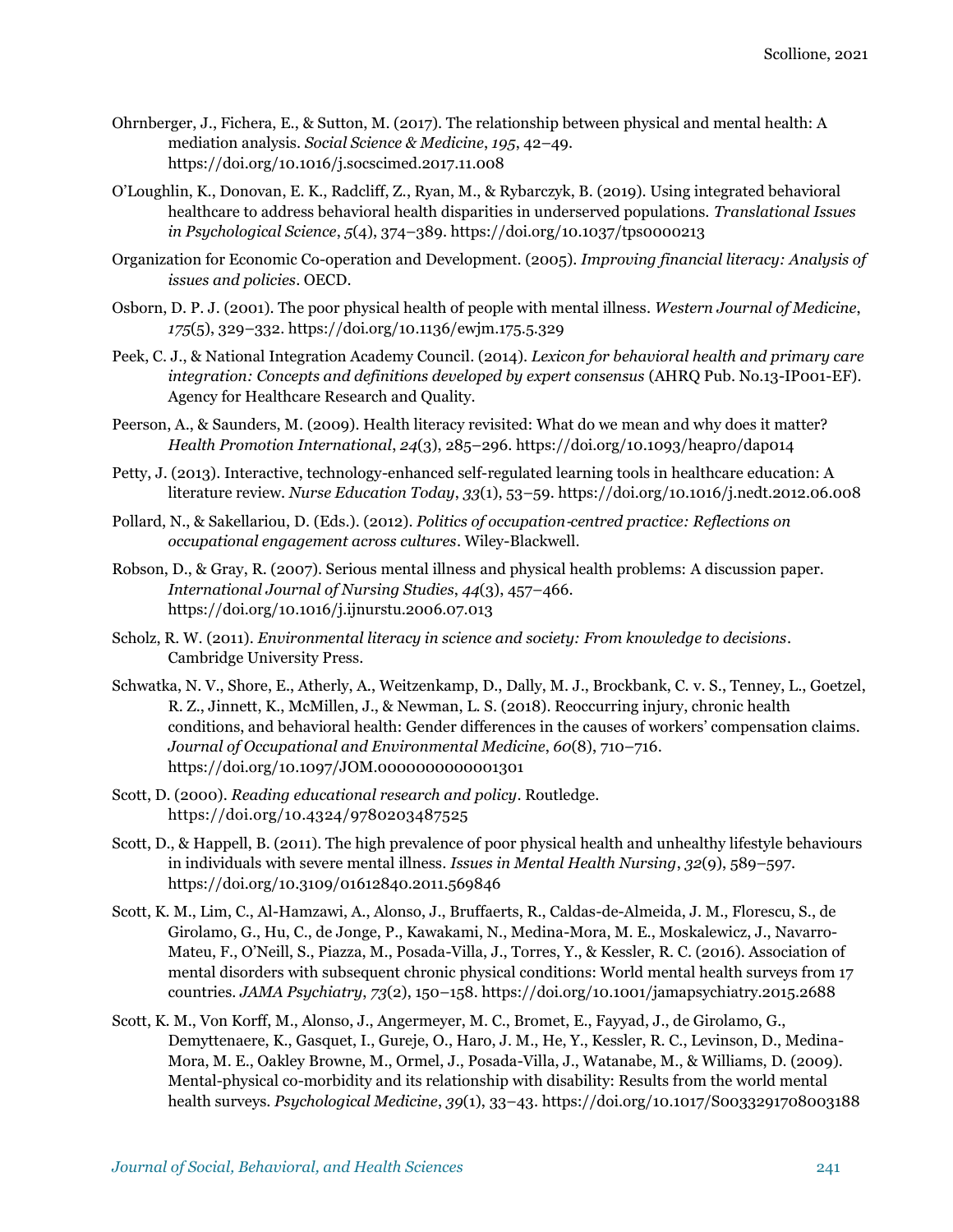Ohrnberger, J., Fichera, E., & Sutton, M. (2017). The relationship between physical and mental health: A mediation analysis. *Social Science & Medicine*, *195*, 42–49. https://doi.org/10.1016/j.socscimed.2017.11.008

O'Loughlin, K., Donovan, E. K., Radcliff, Z., Ryan, M., & Rybarczyk, B. (2019). Using integrated behavioral healthcare to address behavioral health disparities in underserved populations. *Translational Issues in Psychological Science*, *5*(4), 374–389. https://doi.org/10.1037/tps0000213

Organization for Economic Co-operation and Development. (2005). *Improving financial literacy: Analysis of issues and policies*. OECD.

Osborn, D. P. J. (2001). The poor physical health of people with mental illness. *Western Journal of Medicine*, *175*(5), 329–332. https://doi.org/10.1136/ewjm.175.5.329

Peek, C. J., & National Integration Academy Council. (2014). *Lexicon for behavioral health and primary care integration: Concepts and definitions developed by expert consensus* (AHRQ Pub. No.13-IP001-EF). Agency for Healthcare Research and Quality.

Peerson, A., & Saunders, M. (2009). Health literacy revisited: What do we mean and why does it matter? *Health Promotion International*, *24*(3), 285–296. https://doi.org/10.1093/heapro/dap014

Petty, J. (2013). Interactive, technology-enhanced self-regulated learning tools in healthcare education: A literature review. *Nurse Education Today*, *33*(1), 53–59. https://doi.org/10.1016/j.nedt.2012.06.008

Pollard, N., & Sakellariou, D. (Eds.). (2012). *Politics of occupation-centred practice: Reflections on occupational engagement across cultures*. Wiley-Blackwell.

Robson, D., & Gray, R. (2007). Serious mental illness and physical health problems: A discussion paper. *International Journal of Nursing Studies*, *44*(3), 457–466. https://doi.org/10.1016/j.ijnurstu.2006.07.013

Scholz, R. W. (2011). *Environmental literacy in science and society: From knowledge to decisions*. Cambridge University Press.

Schwatka, N. V., Shore, E., Atherly, A., Weitzenkamp, D., Dally, M. J., Brockbank, C. v. S., Tenney, L., Goetzel, R. Z., Jinnett, K., McMillen, J., & Newman, L. S. (2018). Reoccurring injury, chronic health conditions, and behavioral health: Gender differences in the causes of workers' compensation claims. *Journal of Occupational and Environmental Medicine*, *60*(8), 710–716. https://doi.org/10.1097/JOM.0000000000001301

Scott, D. (2000). *Reading educational research and policy*. Routledge. https://doi.org/10.4324/9780203487525

Scott, D., & Happell, B. (2011). The high prevalence of poor physical health and unhealthy lifestyle behaviours in individuals with severe mental illness. *Issues in Mental Health Nursing*, *32*(9), 589–597. https://doi.org/10.3109/01612840.2011.569846

Scott, K. M., Lim, C., Al-Hamzawi, A., Alonso, J., Bruffaerts, R., Caldas-de-Almeida, J. M., Florescu, S., de Girolamo, G., Hu, C., de Jonge, P., Kawakami, N., Medina-Mora, M. E., Moskalewicz, J., Navarro-Mateu, F., O'Neill, S., Piazza, M., Posada-Villa, J., Torres, Y., & Kessler, R. C. (2016). Association of mental disorders with subsequent chronic physical conditions: World mental health surveys from 17 countries. *JAMA Psychiatry*, *73*(2), 150–158. https://doi.org/10.1001/jamapsychiatry.2015.2688

Scott, K. M., Von Korff, M., Alonso, J., Angermeyer, M. C., Bromet, E., Fayyad, J., de Girolamo, G., Demyttenaere, K., Gasquet, I., Gureje, O., Haro, J. M., He, Y., Kessler, R. C., Levinson, D., Medina-Mora, M. E., Oakley Browne, M., Ormel, J., Posada-Villa, J., Watanabe, M., & Williams, D. (2009). Mental-physical co-morbidity and its relationship with disability: Results from the world mental health surveys. *Psychological Medicine*, *39*(1), 33–43. https://doi.org/10.1017/S0033291708003188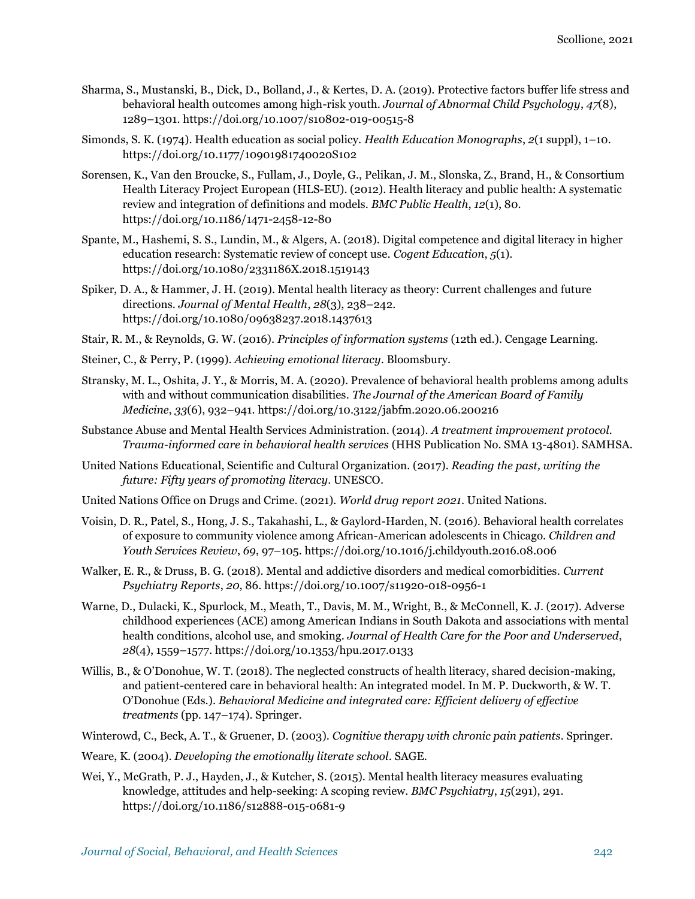Sharma, S., Mustanski, B., Dick, D., Bolland, J., & Kertes, D. A. (2019). Protective factors buffer life stress and behavioral health outcomes among high-risk youth. *Journal of Abnormal Child Psychology*, *47*(8), 1289–1301. https://doi.org/10.1007/s10802-019-00515-8

Simonds, S. K. (1974). Health education as social policy. *Health Education Monographs*, *2*(1 suppl), 1–10. https://doi.org/10.1177/10901981740020S102

Sorensen, K., Van den Broucke, S., Fullam, J., Doyle, G., Pelikan, J. M., Slonska, Z., Brand, H., & Consortium Health Literacy Project European (HLS-EU). (2012). Health literacy and public health: A systematic review and integration of definitions and models. *BMC Public Health*, *12*(1), 80. https://doi.org/10.1186/1471-2458-12-80

Spante, M., Hashemi, S. S., Lundin, M., & Algers, A. (2018). Digital competence and digital literacy in higher education research: Systematic review of concept use. *Cogent Education*, *5*(1). https://doi.org/10.1080/2331186X.2018.1519143

Spiker, D. A., & Hammer, J. H. (2019). Mental health literacy as theory: Current challenges and future directions. *Journal of Mental Health*, *28*(3), 238–242. https://doi.org/10.1080/09638237.2018.1437613

Stair, R. M., & Reynolds, G. W. (2016). *Principles of information systems* (12th ed.). Cengage Learning.

Steiner, C., & Perry, P. (1999). *Achieving emotional literacy*. Bloomsbury.

Stransky, M. L., Oshita, J. Y., & Morris, M. A. (2020). Prevalence of behavioral health problems among adults with and without communication disabilities. *The Journal of the American Board of Family Medicine*, *33*(6), 932–941. https://doi.org/10.3122/jabfm.2020.06.200216

Substance Abuse and Mental Health Services Administration. (2014). *A treatment improvement protocol. Trauma-informed care in behavioral health services* (HHS Publication No. SMA 13-4801). SAMHSA.

United Nations Educational, Scientific and Cultural Organization. (2017). *Reading the past, writing the future: Fifty years of promoting literacy*. UNESCO.

United Nations Office on Drugs and Crime. (2021). *World drug report 2021*. United Nations.

Voisin, D. R., Patel, S., Hong, J. S., Takahashi, L., & Gaylord-Harden, N. (2016). Behavioral health correlates of exposure to community violence among African-American adolescents in Chicago. *Children and Youth Services Review*, *69*, 97–105. https://doi.org/10.1016/j.childyouth.2016.08.006

Walker, E. R., & Druss, B. G. (2018). Mental and addictive disorders and medical comorbidities. *Current Psychiatry Reports*, *20*, 86. https://doi.org/10.1007/s11920-018-0956-1

Warne, D., Dulacki, K., Spurlock, M., Meath, T., Davis, M. M., Wright, B., & McConnell, K. J. (2017). Adverse childhood experiences (ACE) among American Indians in South Dakota and associations with mental health conditions, alcohol use, and smoking. *Journal of Health Care for the Poor and Underserved*, *28*(4), 1559–1577. https://doi.org/10.1353/hpu.2017.0133

Willis, B., & O'Donohue, W. T. (2018). The neglected constructs of health literacy, shared decision-making, and patient-centered care in behavioral health: An integrated model. In M. P. Duckworth, & W. T. O'Donohue (Eds.). *Behavioral Medicine and integrated care: Efficient delivery of effective treatments* (pp. 147–174). Springer.

Winterowd, C., Beck, A. T., & Gruener, D. (2003). *Cognitive therapy with chronic pain patients*. Springer.

Weare, K. (2004). *Developing the emotionally literate school*. SAGE.

Wei, Y., McGrath, P. J., Hayden, J., & Kutcher, S. (2015). Mental health literacy measures evaluating knowledge, attitudes and help-seeking: A scoping review. *BMC Psychiatry*, *15*(291), 291. https://doi.org/10.1186/s12888-015-0681-9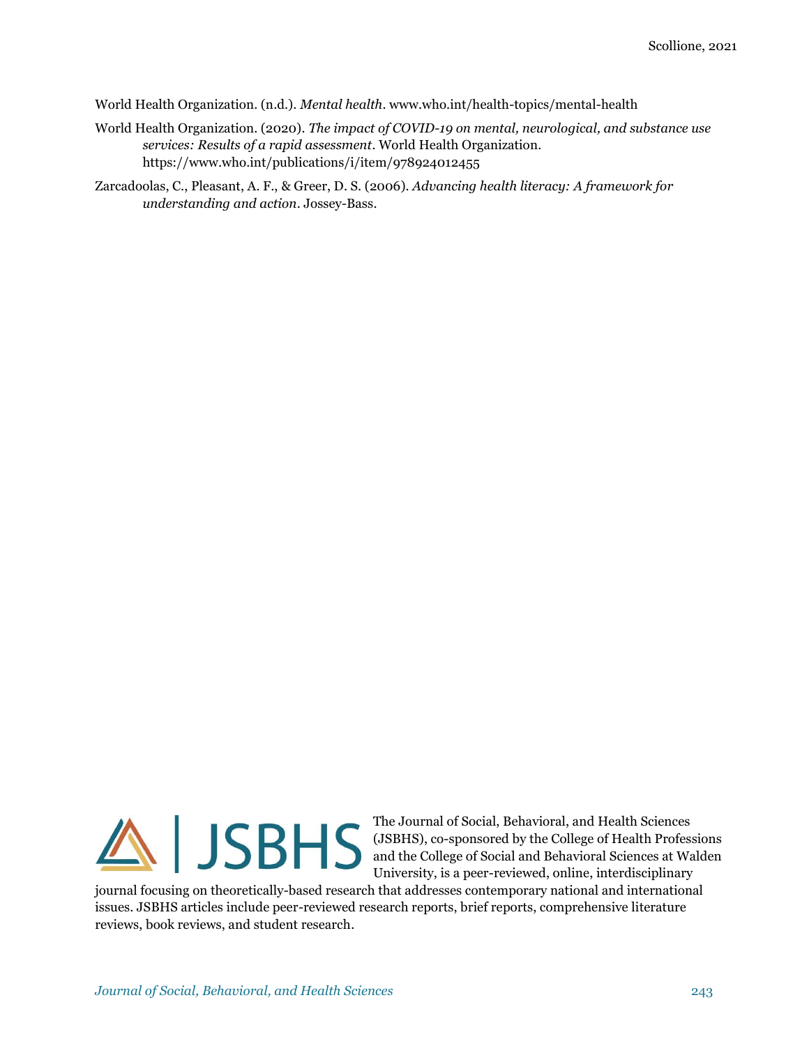World Health Organization. (n.d.). *Mental health*. www.who.int/health-topics/mental-health

World Health Organization. (2020). *The impact of COVID-19 on mental, neurological, and substance use services: Results of a rapid assessment*. World Health Organization. https://www.who.int/publications/i/item/978924012455

Zarcadoolas, C., Pleasant, A. F., & Greer, D. S. (2006). *Advancing health literacy: A framework for understanding and action*. Jossey-Bass.

JSBHS

The Journal of Social, Behavioral, and Health Sciences (JSBHS), co-sponsored by the College of Health Professions and the College of Social and Behavioral Sciences at Walden University, is a peer-reviewed, online, interdisciplinary journal focusing on theoretically-based research that addresses contemporary national and international issues. JSBHS articles include peer-reviewed research reports, brief reports, comprehensive literature reviews, book reviews, and student research.